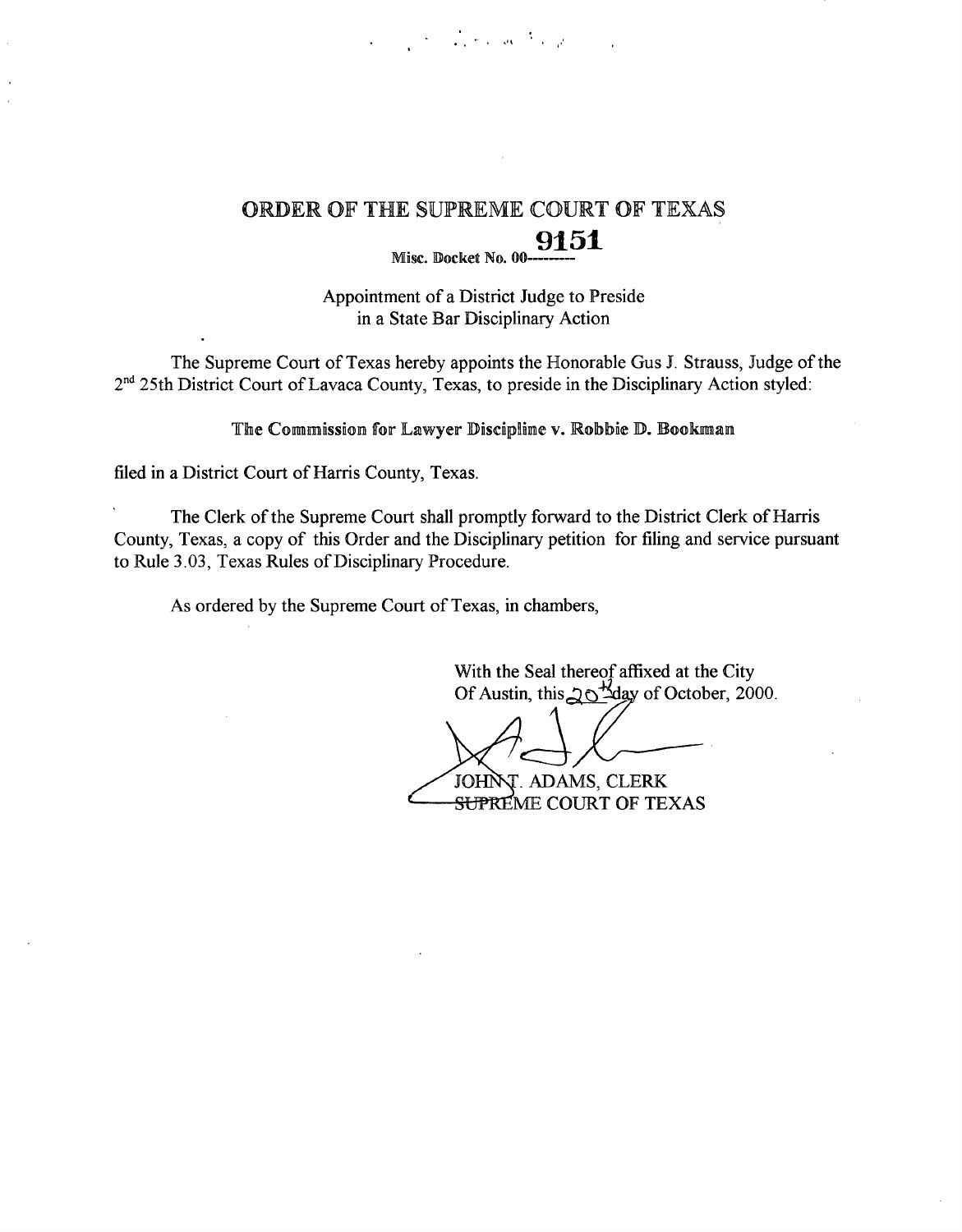# ORDER OF THE SUPREME COURT OF TEXAS

**Misc. Docket No. 00-9151**

Appointment of a District Judge to Preside
in a State Bar Disciplinary Action

The Supreme Court of Texas hereby appoints the Honorable Gus J. Strauss, Judge of the 2nd 25th District Court of Lavaca County, Texas, to preside in the Disciplinary Action styled:

**The Commission for Lawyer Discipline v. Robbie D. Bookman**

filed in a District Court of Harris County, Texas.

The Clerk of the Supreme Court shall promptly forward to the District Clerk of Harris County, Texas, a copy of this Order and the Disciplinary petition for filing and service pursuant to Rule 3.03, Texas Rules of Disciplinary Procedure.

As ordered by the Supreme Court of Texas, in chambers,

With the Seal thereof affixed at the City
Of Austin, this 20th day of October, 2000.

JOHN T. ADAMS, CLERK
SUPREME COURT OF TEXAS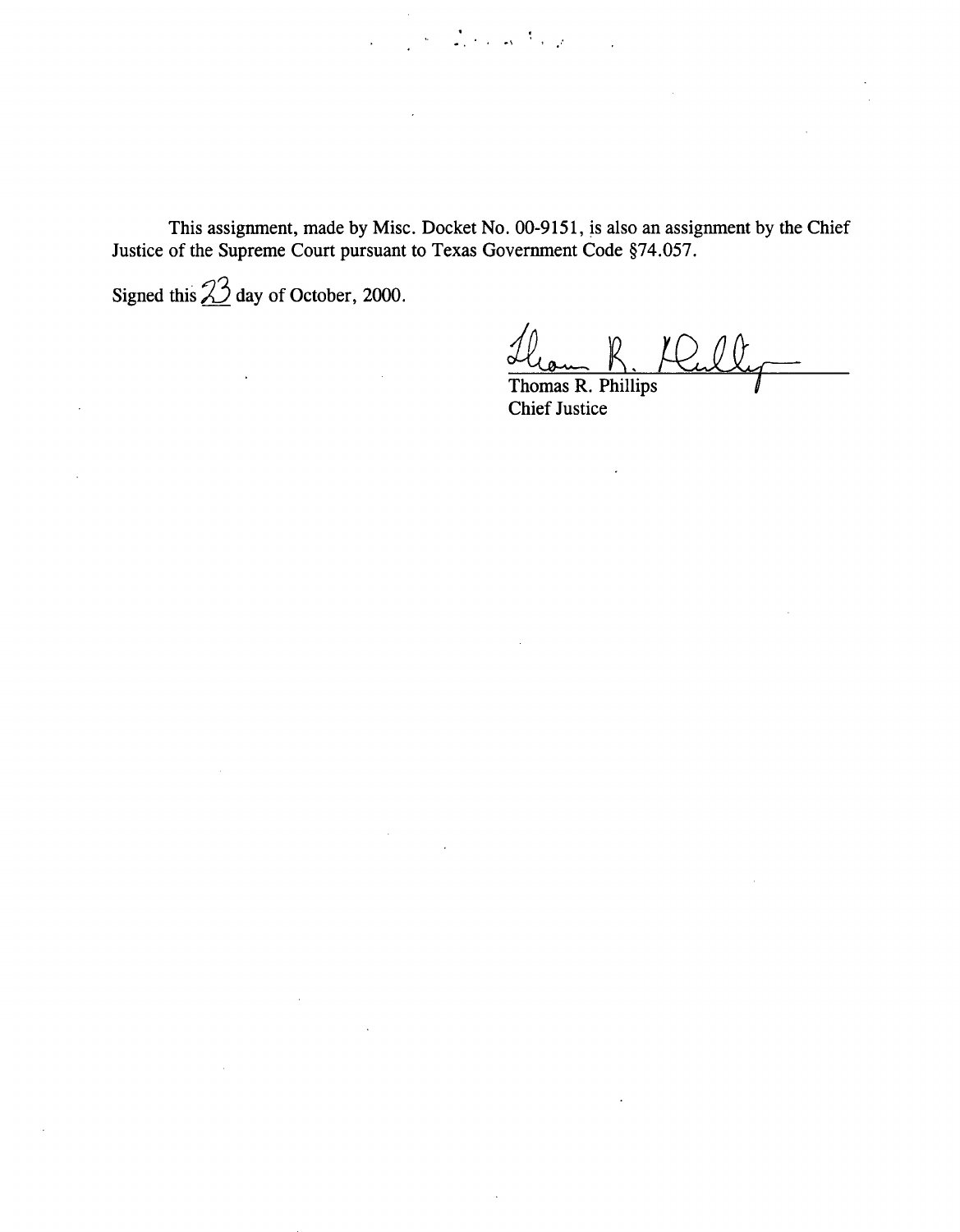This assignment, made by Misc. Docket No. 00-9151, is also an assignment by the Chief Justice of the Supreme Court pursuant to Texas Government Code §74.057.

Signed this 23 day of October, 2000.

Thomas R. Phillips
Chief Justice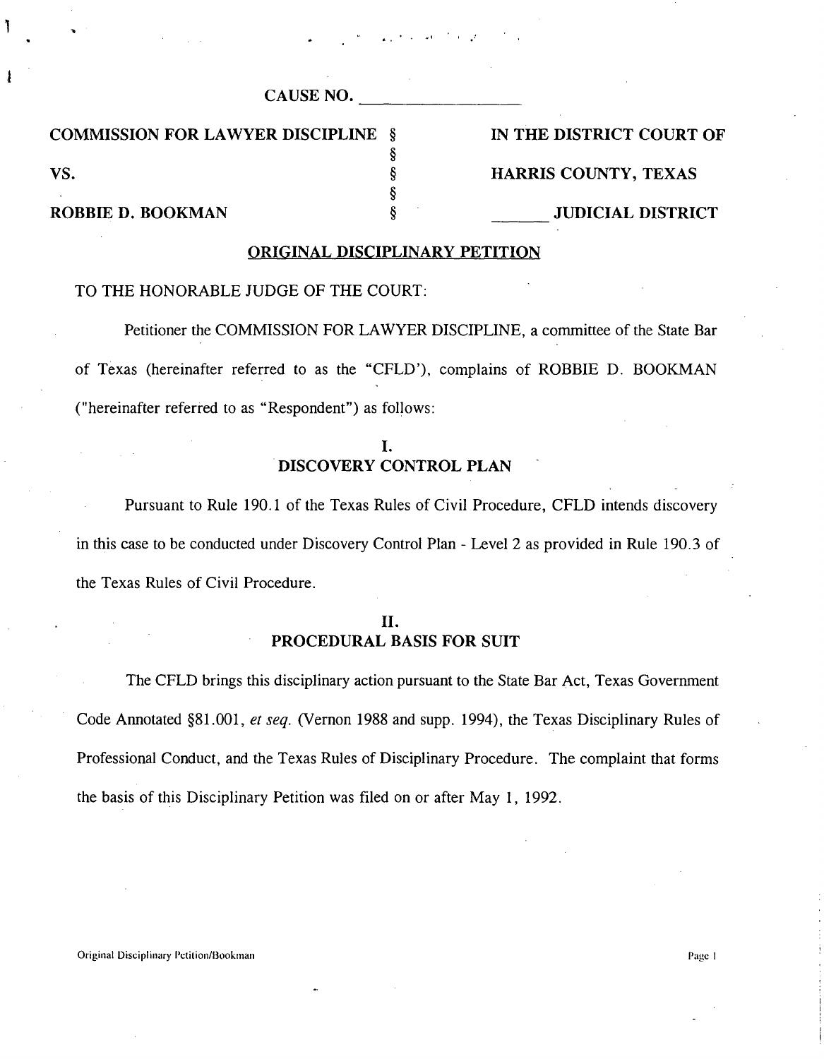CAUSE NO. ___________________

| | | |
|---|---|---|
| **COMMISSION FOR LAWYER DISCIPLINE** | § | **IN THE DISTRICT COURT OF** |
| | § | |
| **VS.** | § | **HARRIS COUNTY, TEXAS** |
| | § | |
| **ROBBIE D. BOOKMAN** | § | **_______ JUDICIAL DISTRICT** |

## ORIGINAL DISCIPLINARY PETITION

TO THE HONORABLE JUDGE OF THE COURT:

Petitioner the COMMISSION FOR LAWYER DISCIPLINE, a committee of the State Bar of Texas (hereinafter referred to as the "CFLD'), complains of ROBBIE D. BOOKMAN ("hereinafter referred to as "Respondent") as follows:

### I.
### DISCOVERY CONTROL PLAN

Pursuant to Rule 190.1 of the Texas Rules of Civil Procedure, CFLD intends discovery in this case to be conducted under Discovery Control Plan - Level 2 as provided in Rule 190.3 of the Texas Rules of Civil Procedure.

### II.
### PROCEDURAL BASIS FOR SUIT

The CFLD brings this disciplinary action pursuant to the State Bar Act, Texas Government Code Annotated §81.001, *et seq.* (Vernon 1988 and supp. 1994), the Texas Disciplinary Rules of Professional Conduct, and the Texas Rules of Disciplinary Procedure. The complaint that forms the basis of this Disciplinary Petition was filed on or after May 1, 1992.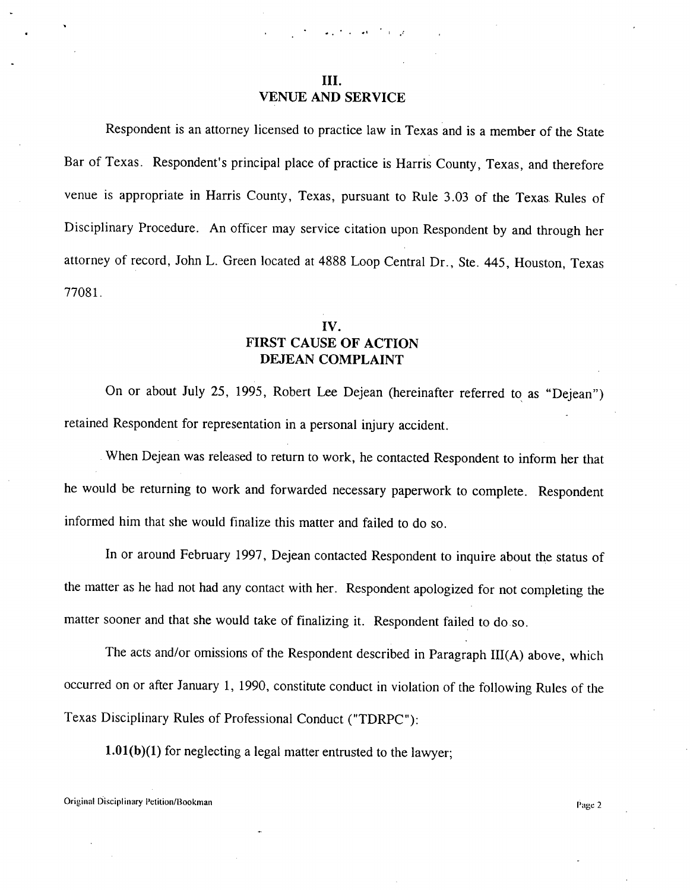## III.
## VENUE AND SERVICE

Respondent is an attorney licensed to practice law in Texas and is a member of the State Bar of Texas. Respondent's principal place of practice is Harris County, Texas, and therefore venue is appropriate in Harris County, Texas, pursuant to Rule 3.03 of the Texas Rules of Disciplinary Procedure. An officer may service citation upon Respondent by and through her attorney of record, John L. Green located at 4888 Loop Central Dr., Ste. 445, Houston, Texas 77081.

## IV.
## FIRST CAUSE OF ACTION
## DEJEAN COMPLAINT

On or about July 25, 1995, Robert Lee Dejean (hereinafter referred to as "Dejean") retained Respondent for representation in a personal injury accident.

When Dejean was released to return to work, he contacted Respondent to inform her that he would be returning to work and forwarded necessary paperwork to complete. Respondent informed him that she would finalize this matter and failed to do so.

In or around February 1997, Dejean contacted Respondent to inquire about the status of the matter as he had not had any contact with her. Respondent apologized for not completing the matter sooner and that she would take of finalizing it. Respondent failed to do so.

The acts and/or omissions of the Respondent described in Paragraph III(A) above, which occurred on or after January 1, 1990, constitute conduct in violation of the following Rules of the Texas Disciplinary Rules of Professional Conduct ("TDRPC"):

**1.01(b)(1)** for neglecting a legal matter entrusted to the lawyer;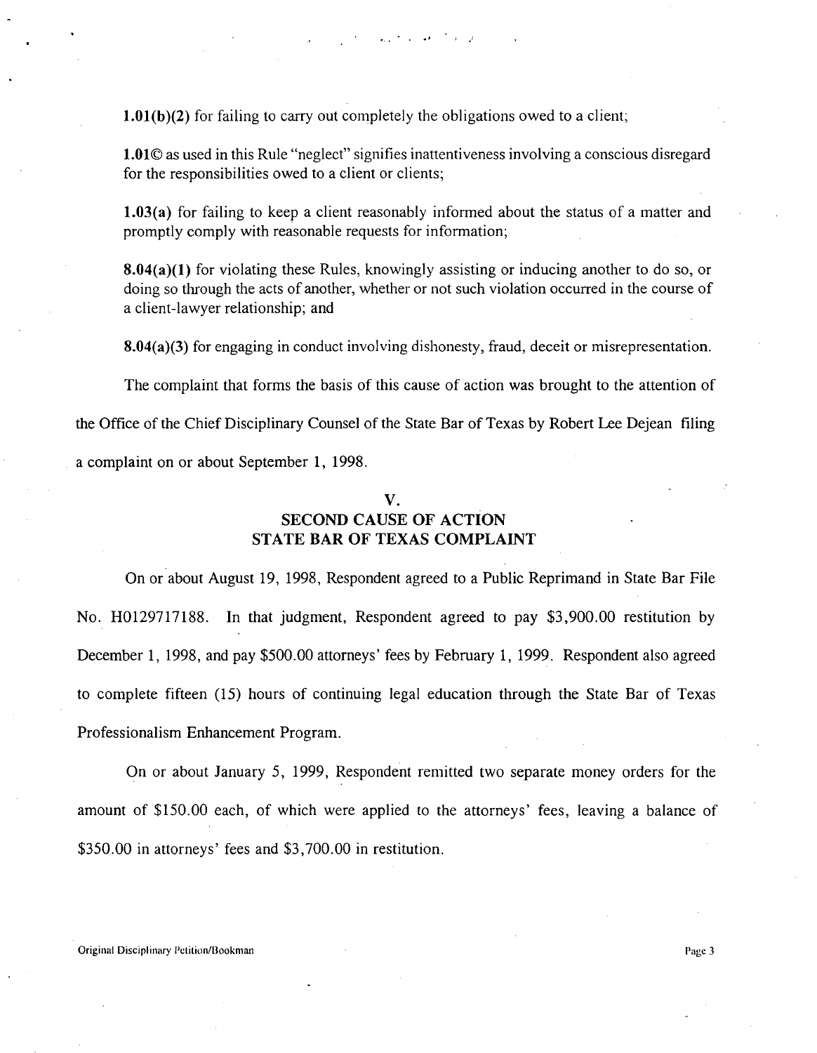**1.01(b)(2)** for failing to carry out completely the obligations owed to a client;

**1.01©** as used in this Rule "neglect" signifies inattentiveness involving a conscious disregard for the responsibilities owed to a client or clients;

**1.03(a)** for failing to keep a client reasonably informed about the status of a matter and promptly comply with reasonable requests for information;

**8.04(a)(1)** for violating these Rules, knowingly assisting or inducing another to do so, or doing so through the acts of another, whether or not such violation occurred in the course of a client-lawyer relationship; and

**8.04(a)(3)** for engaging in conduct involving dishonesty, fraud, deceit or misrepresentation.

The complaint that forms the basis of this cause of action was brought to the attention of the Office of the Chief Disciplinary Counsel of the State Bar of Texas by Robert Lee Dejean filing a complaint on or about September 1, 1998.

## V.
## SECOND CAUSE OF ACTION
## STATE BAR OF TEXAS COMPLAINT

On or about August 19, 1998, Respondent agreed to a Public Reprimand in State Bar File No. H0129717188. In that judgment, Respondent agreed to pay $3,900.00 restitution by December 1, 1998, and pay $500.00 attorneys' fees by February 1, 1999. Respondent also agreed to complete fifteen (15) hours of continuing legal education through the State Bar of Texas Professionalism Enhancement Program.

On or about January 5, 1999, Respondent remitted two separate money orders for the amount of $150.00 each, of which were applied to the attorneys' fees, leaving a balance of $350.00 in attorneys' fees and $3,700.00 in restitution.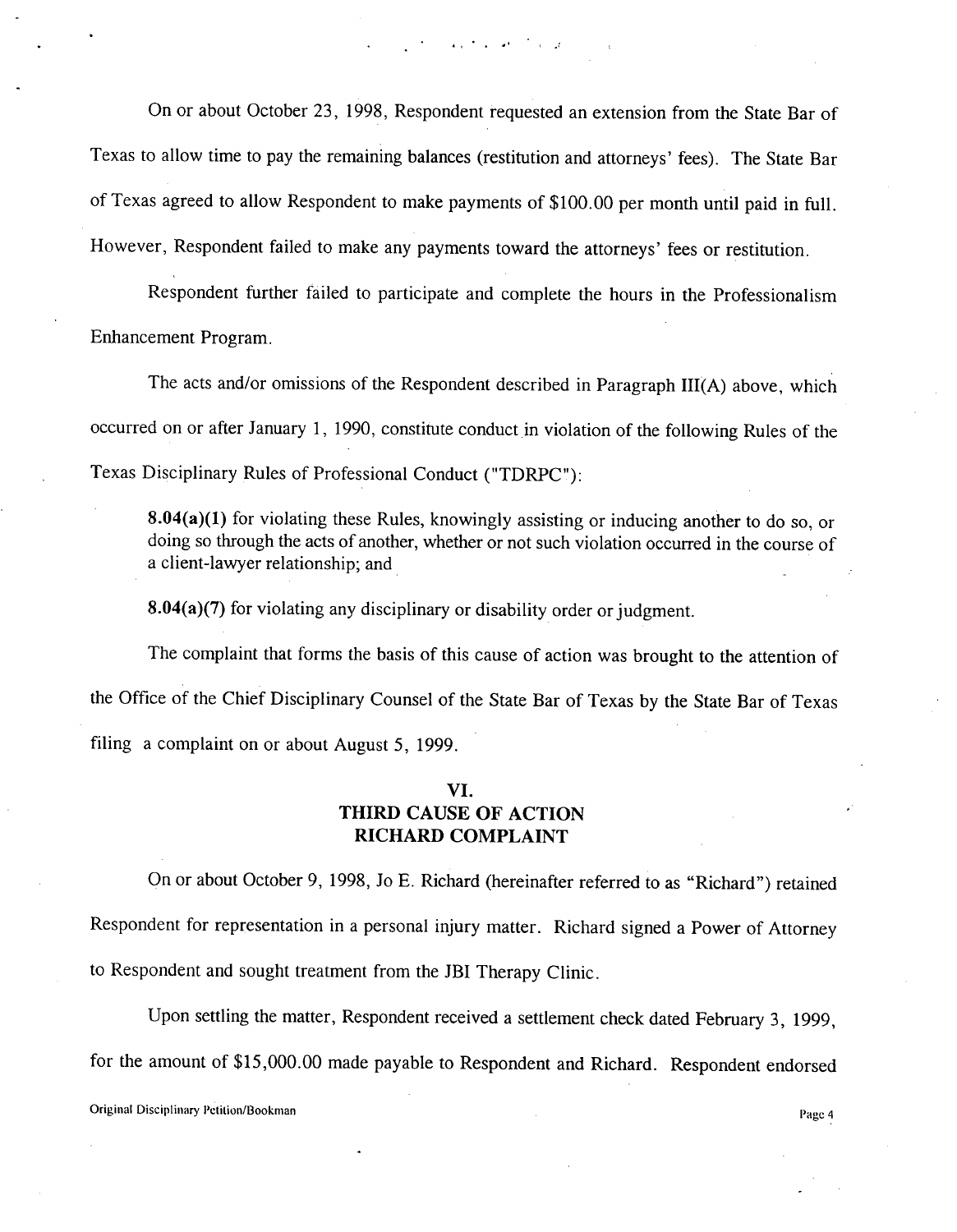On or about October 23, 1998, Respondent requested an extension from the State Bar of Texas to allow time to pay the remaining balances (restitution and attorneys' fees). The State Bar of Texas agreed to allow Respondent to make payments of $100.00 per month until paid in full. However, Respondent failed to make any payments toward the attorneys' fees or restitution.

Respondent further failed to participate and complete the hours in the Professionalism Enhancement Program.

The acts and/or omissions of the Respondent described in Paragraph III(A) above, which occurred on or after January 1, 1990, constitute conduct in violation of the following Rules of the Texas Disciplinary Rules of Professional Conduct ("TDRPC"):

> **8.04(a)(1)** for violating these Rules, knowingly assisting or inducing another to do so, or doing so through the acts of another, whether or not such violation occurred in the course of a client-lawyer relationship; and
>
> **8.04(a)(7)** for violating any disciplinary or disability order or judgment.

The complaint that forms the basis of this cause of action was brought to the attention of the Office of the Chief Disciplinary Counsel of the State Bar of Texas by the State Bar of Texas filing a complaint on or about August 5, 1999.

## VI.
## THIRD CAUSE OF ACTION
## RICHARD COMPLAINT

On or about October 9, 1998, Jo E. Richard (hereinafter referred to as "Richard") retained Respondent for representation in a personal injury matter. Richard signed a Power of Attorney to Respondent and sought treatment from the JBI Therapy Clinic.

Upon settling the matter, Respondent received a settlement check dated February 3, 1999, for the amount of $15,000.00 made payable to Respondent and Richard. Respondent endorsed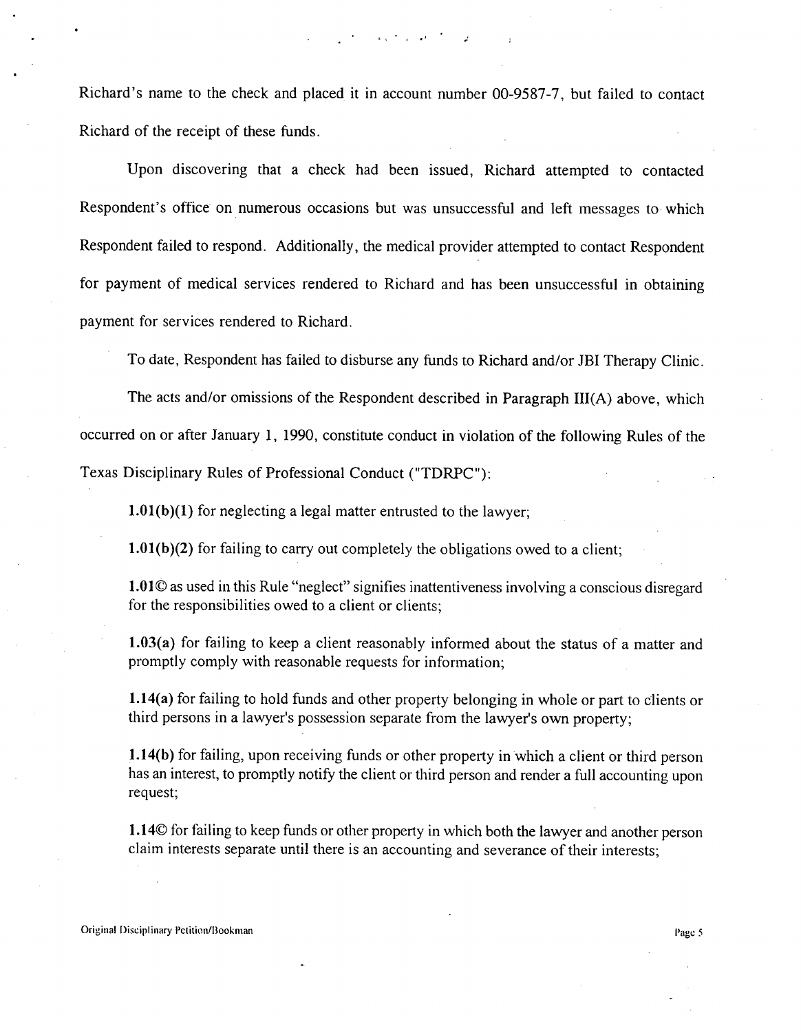Richard's name to the check and placed it in account number 00-9587-7, but failed to contact Richard of the receipt of these funds.

Upon discovering that a check had been issued, Richard attempted to contacted Respondent's office on numerous occasions but was unsuccessful and left messages to which Respondent failed to respond. Additionally, the medical provider attempted to contact Respondent for payment of medical services rendered to Richard and has been unsuccessful in obtaining payment for services rendered to Richard.

To date, Respondent has failed to disburse any funds to Richard and/or JBI Therapy Clinic.

The acts and/or omissions of the Respondent described in Paragraph III(A) above, which occurred on or after January 1, 1990, constitute conduct in violation of the following Rules of the Texas Disciplinary Rules of Professional Conduct ("TDRPC"):

**1.01(b)(1)** for neglecting a legal matter entrusted to the lawyer;

**1.01(b)(2)** for failing to carry out completely the obligations owed to a client;

**1.01©** as used in this Rule "neglect" signifies inattentiveness involving a conscious disregard for the responsibilities owed to a client or clients;

**1.03(a)** for failing to keep a client reasonably informed about the status of a matter and promptly comply with reasonable requests for information;

**1.14(a)** for failing to hold funds and other property belonging in whole or part to clients or third persons in a lawyer's possession separate from the lawyer's own property;

**1.14(b)** for failing, upon receiving funds or other property in which a client or third person has an interest, to promptly notify the client or third person and render a full accounting upon request;

**1.14©** for failing to keep funds or other property in which both the lawyer and another person claim interests separate until there is an accounting and severance of their interests;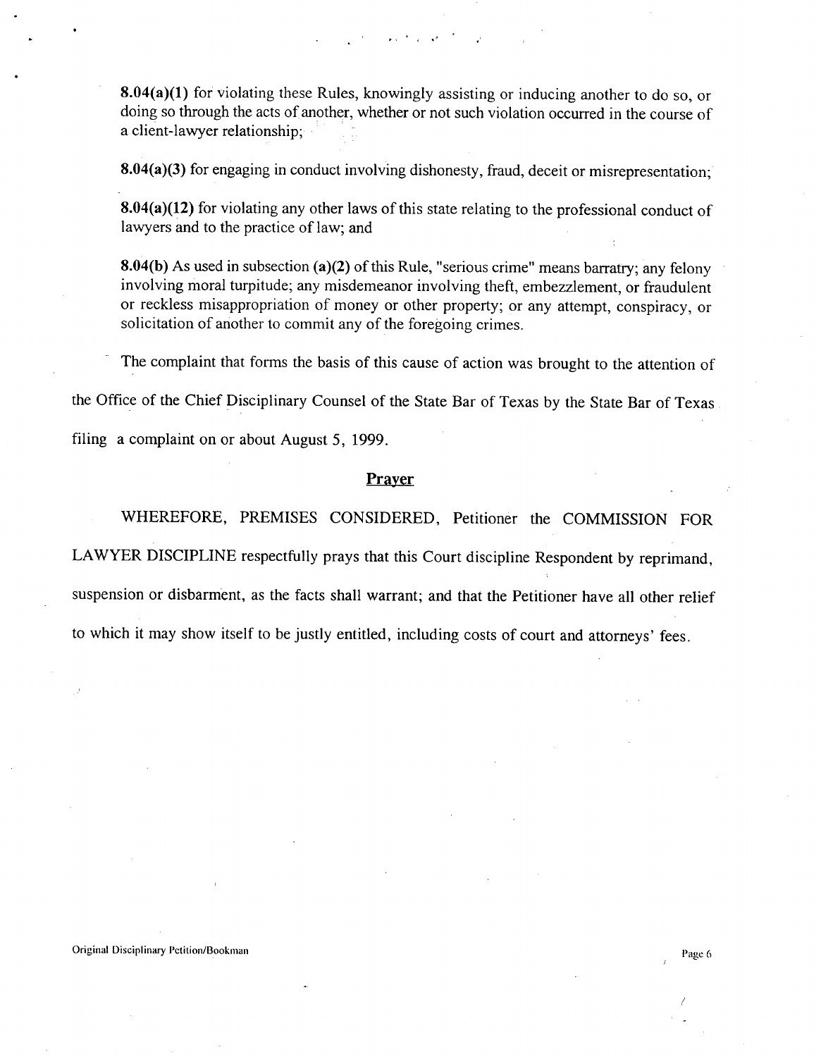**8.04(a)(1)** for violating these Rules, knowingly assisting or inducing another to do so, or doing so through the acts of another, whether or not such violation occurred in the course of a client-lawyer relationship;

**8.04(a)(3)** for engaging in conduct involving dishonesty, fraud, deceit or misrepresentation;

**8.04(a)(12)** for violating any other laws of this state relating to the professional conduct of lawyers and to the practice of law; and

**8.04(b)** As used in subsection **(a)(2)** of this Rule, "serious crime" means barratry; any felony involving moral turpitude; any misdemeanor involving theft, embezzlement, or fraudulent or reckless misappropriation of money or other property; or any attempt, conspiracy, or solicitation of another to commit any of the foregoing crimes.

The complaint that forms the basis of this cause of action was brought to the attention of the Office of the Chief Disciplinary Counsel of the State Bar of Texas by the State Bar of Texas filing a complaint on or about August 5, 1999.

## Prayer

WHEREFORE, PREMISES CONSIDERED, Petitioner the COMMISSION FOR LAWYER DISCIPLINE respectfully prays that this Court discipline Respondent by reprimand, suspension or disbarment, as the facts shall warrant; and that the Petitioner have all other relief to which it may show itself to be justly entitled, including costs of court and attorneys' fees.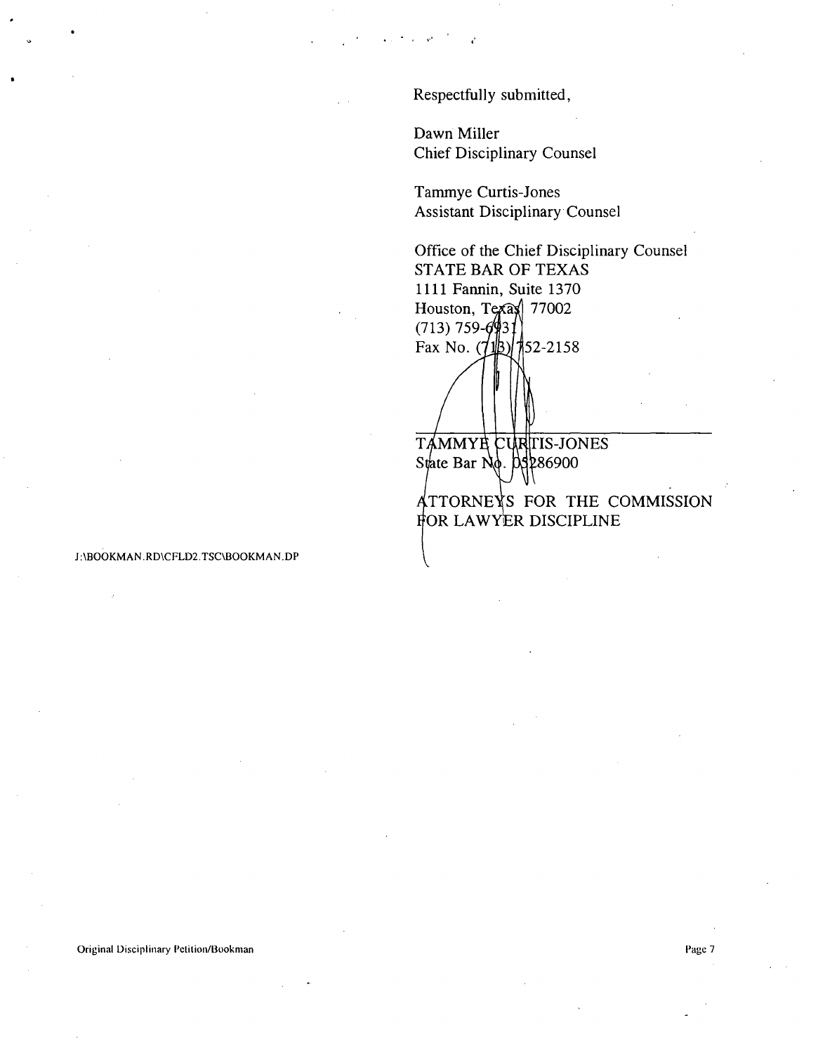Respectfully submitted,

Dawn Miller
Chief Disciplinary Counsel

Tammye Curtis-Jones
Assistant Disciplinary Counsel

Office of the Chief Disciplinary Counsel
STATE BAR OF TEXAS
1111 Fannin, Suite 1370
Houston, Texas 77002
(713) 759-6931
Fax No. (713) 752-2158

TAMMYE CURTIS-JONES
State Bar No. 05286900

ATTORNEYS FOR THE COMMISSION FOR LAWYER DISCIPLINE

J:\BOOKMAN.RD\CFLD2.TSC\BOOKMAN.DP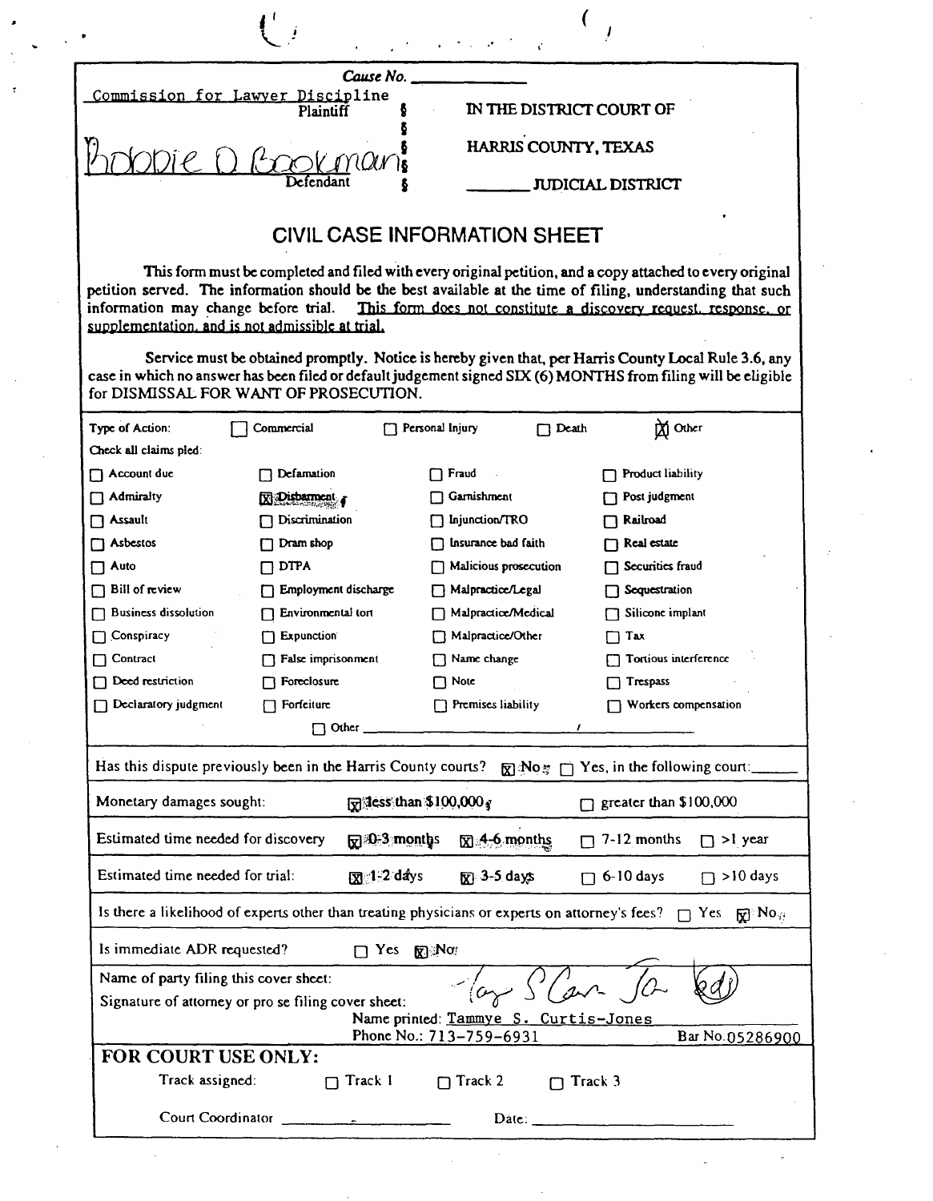Cause No. ____________

| | | |
|---|---|---|
| Commission for Lawyer Discipline<br>Plaintiff | § | IN THE DISTRICT COURT OF |
| | § | |
| Bobbie D Bookman | § | HARRIS COUNTY, TEXAS |
| Defendant | § | ________ JUDICIAL DISTRICT |

## CIVIL CASE INFORMATION SHEET

This form must be completed and filed with every original petition, and a copy attached to every original petition served. The information should be the best available at the time of filing, understanding that such information may change before trial. This form does not constitute a discovery request, response, or supplementation, and is not admissible at trial.

Service must be obtained promptly. Notice is hereby given that, per Harris County Local Rule 3.6, any case in which no answer has been filed or default judgement signed SIX (6) MONTHS from filing will be eligible for DISMISSAL FOR WANT OF PROSECUTION.

| Type of Action: | ☐ Commercial | ☐ Personal Injury | ☐ Death | ☒ Other |
|---|---|---|---|---|

Check all claims pled:

| | | | |
|---|---|---|---|
| ☐ Account due | ☐ Defamation | ☐ Fraud | ☐ Product liability |
| ☐ Admiralty | ☒ Disbarment | ☐ Garnishment | ☐ Post judgment |
| ☐ Assault | ☐ Discrimination | ☐ Injunction/TRO | ☐ Railroad |
| ☐ Asbestos | ☐ Dram shop | ☐ Insurance bad faith | ☐ Real estate |
| ☐ Auto | ☐ DTPA | ☐ Malicious prosecution | ☐ Securities fraud |
| ☐ Bill of review | ☐ Employment discharge | ☐ Malpractice/Legal | ☐ Sequestration |
| ☐ Business dissolution | ☐ Environmental tort | ☐ Malpractice/Medical | ☐ Silicone implant |
| ☐ Conspiracy | ☐ Expunction | ☐ Malpractice/Other | ☐ Tax |
| ☐ Contract | ☐ False imprisonment | ☐ Name change | ☐ Tortious interference |
| ☐ Deed restriction | ☐ Foreclosure | ☐ Note | ☐ Trespass |
| ☐ Declaratory judgment | ☐ Forfeiture | ☐ Premises liability | ☐ Workers compensation |

☐ Other ______________________________

Has this dispute previously been in the Harris County courts? ☒ No ☐ Yes, in the following court: ______

| | | | | |
|---|---|---|---|---|
| Monetary damages sought: | ☒ less than $100,000 | | ☐ greater than $100,000 | |
| Estimated time needed for discovery | ☒ 0-3 months | ☒ 4-6 months | ☐ 7-12 months | ☐ >1 year |
| Estimated time needed for trial: | ☒ 1-2 days | ☒ 3-5 days | ☐ 6-10 days | ☐ >10 days |

Is there a likelihood of experts other than treating physicians or experts on attorney's fees? ☐ Yes ☒ No

Is immediate ADR requested? ☐ Yes ☒ No

Name of party filing this cover sheet:
Signature of attorney or pro se filing cover sheet: [signature]
Name printed: Tammye S. Curtis-Jones
Phone No.: 713-759-6931 Bar No. 05286900

**FOR COURT USE ONLY:**

Track assigned: ☐ Track 1 ☐ Track 2 ☐ Track 3

Court Coordinator ________________ Date: ________________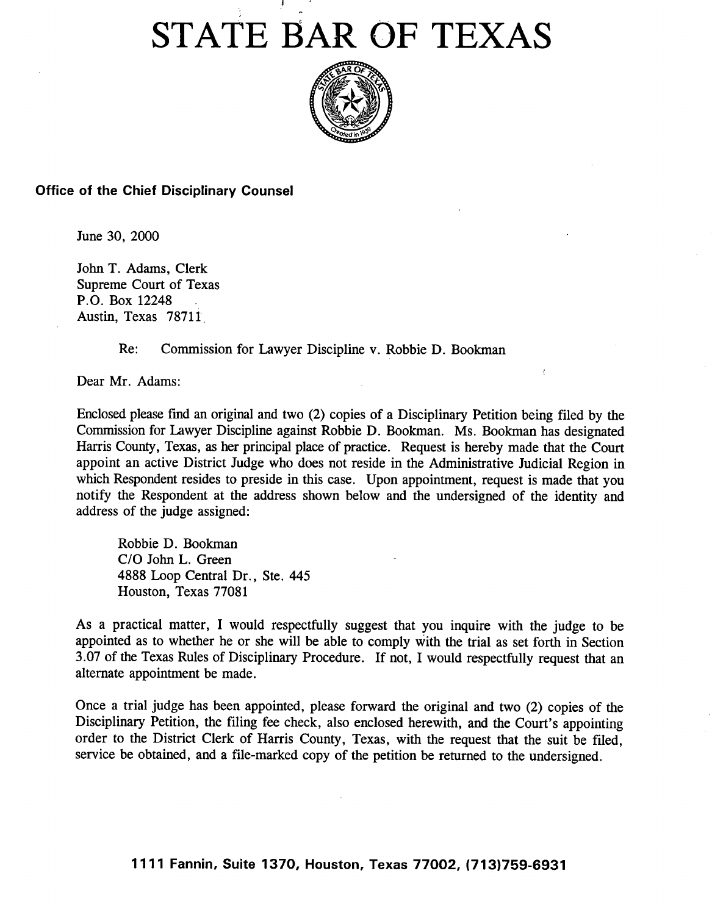# STATE BAR OF TEXAS

**Office of the Chief Disciplinary Counsel**

June 30, 2000

John T. Adams, Clerk
Supreme Court of Texas
P.O. Box 12248
Austin, Texas 78711

Re: Commission for Lawyer Discipline v. Robbie D. Bookman

Dear Mr. Adams:

Enclosed please find an original and two (2) copies of a Disciplinary Petition being filed by the Commission for Lawyer Discipline against Robbie D. Bookman. Ms. Bookman has designated Harris County, Texas, as her principal place of practice. Request is hereby made that the Court appoint an active District Judge who does not reside in the Administrative Judicial Region in which Respondent resides to preside in this case. Upon appointment, request is made that you notify the Respondent at the address shown below and the undersigned of the identity and address of the judge assigned:

Robbie D. Bookman
C/O John L. Green
4888 Loop Central Dr., Ste. 445
Houston, Texas 77081

As a practical matter, I would respectfully suggest that you inquire with the judge to be appointed as to whether he or she will be able to comply with the trial as set forth in Section 3.07 of the Texas Rules of Disciplinary Procedure. If not, I would respectfully request that an alternate appointment be made.

Once a trial judge has been appointed, please forward the original and two (2) copies of the Disciplinary Petition, the filing fee check, also enclosed herewith, and the Court's appointing order to the District Clerk of Harris County, Texas, with the request that the suit be filed, service be obtained, and a file-marked copy of the petition be returned to the undersigned.

**1111 Fannin, Suite 1370, Houston, Texas 77002, (713)759-6931**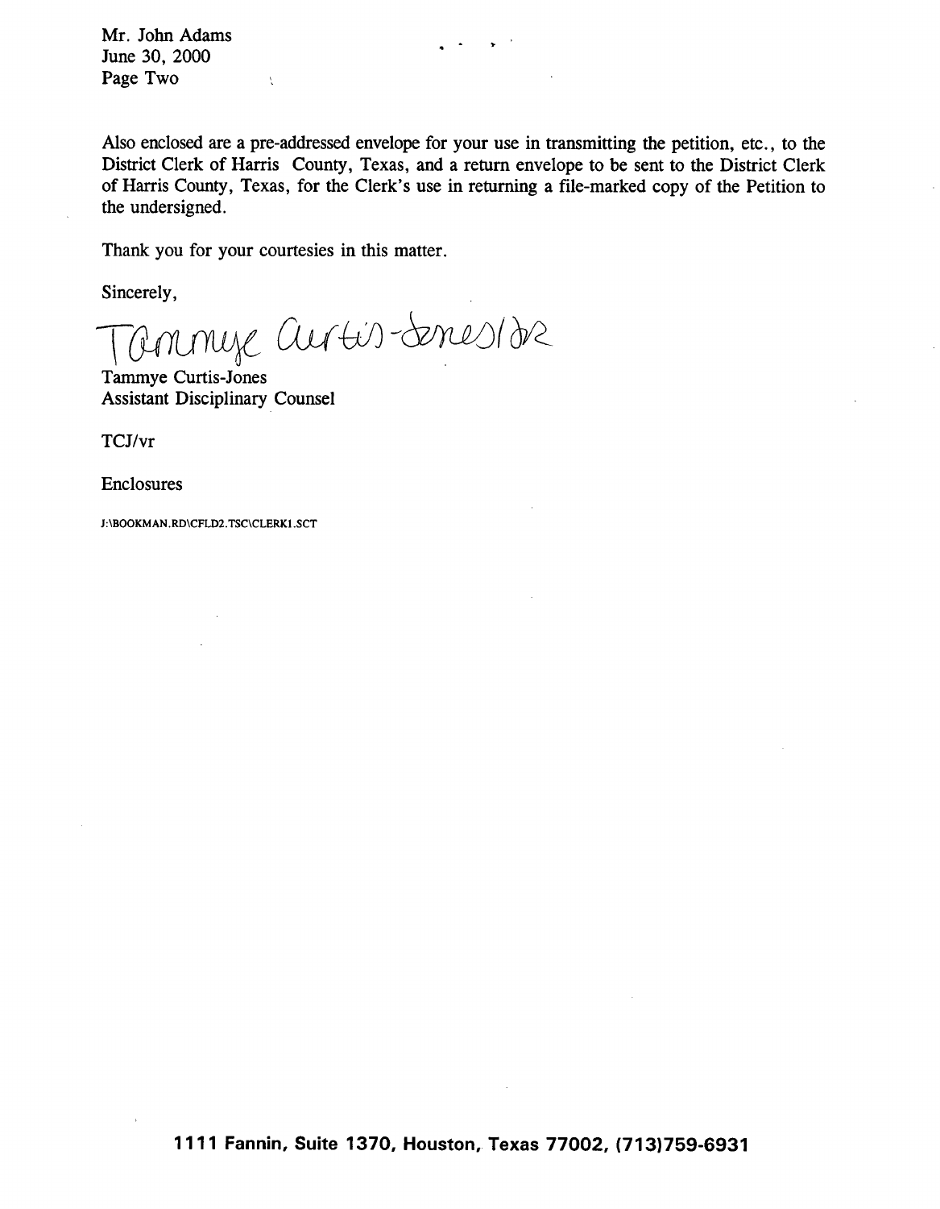Mr. John Adams
June 30, 2000
Page Two

Also enclosed are a pre-addressed envelope for your use in transmitting the petition, etc., to the District Clerk of Harris County, Texas, and a return envelope to be sent to the District Clerk of Harris County, Texas, for the Clerk's use in returning a file-marked copy of the Petition to the undersigned.

Thank you for your courtesies in this matter.

Sincerely,

Tammye Curtis-Jones/vr

Tammye Curtis-Jones
Assistant Disciplinary Counsel

TCJ/vr

Enclosures

J:\BOOKMAN.RD\CFLD2.TSC\CLERK1.SCT

**1111 Fannin, Suite 1370, Houston, Texas 77002, (713)759-6931**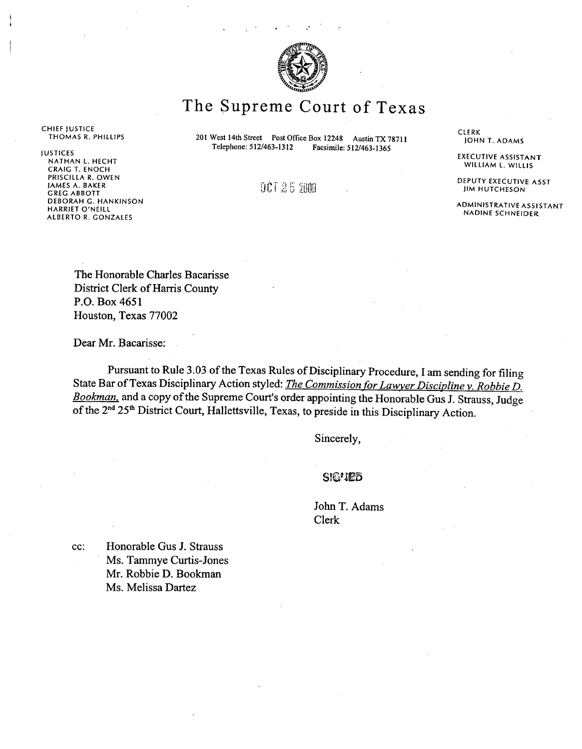# The Supreme Court of Texas

CHIEF JUSTICE
THOMAS R. PHILLIPS

JUSTICES
NATHAN L. HECHT
CRAIG T. ENOCH
PRISCILLA R. OWEN
JAMES A. BAKER
GREG ABBOTT
DEBORAH G. HANKINSON
HARRIET O'NEILL
ALBERTO R. GONZALES

201 West 14th Street Post Office Box 12248 Austin TX 78711
Telephone: 512/463-1312 Facsimile: 512/463-1365

OCT 25 2000

CLERK
JOHN T. ADAMS

EXECUTIVE ASSISTANT
WILLIAM L. WILLIS

DEPUTY EXECUTIVE ASST
JIM HUTCHESON

ADMINISTRATIVE ASSISTANT
NADINE SCHNEIDER

The Honorable Charles Bacarisse
District Clerk of Harris County
P.O. Box 4651
Houston, Texas 77002

Dear Mr. Bacarisse:

Pursuant to Rule 3.03 of the Texas Rules of Disciplinary Procedure, I am sending for filing State Bar of Texas Disciplinary Action styled: *The Commission for Lawyer Discipline v. Robbie D. Bookman,* and a copy of the Supreme Court's order appointing the Honorable Gus J. Strauss, Judge of the 2nd 25th District Court, Hallettsville, Texas, to preside in this Disciplinary Action.

Sincerely,

SIGNED

John T. Adams
Clerk

cc: Honorable Gus J. Strauss
Ms. Tammye Curtis-Jones
Mr. Robbie D. Bookman
Ms. Melissa Dartez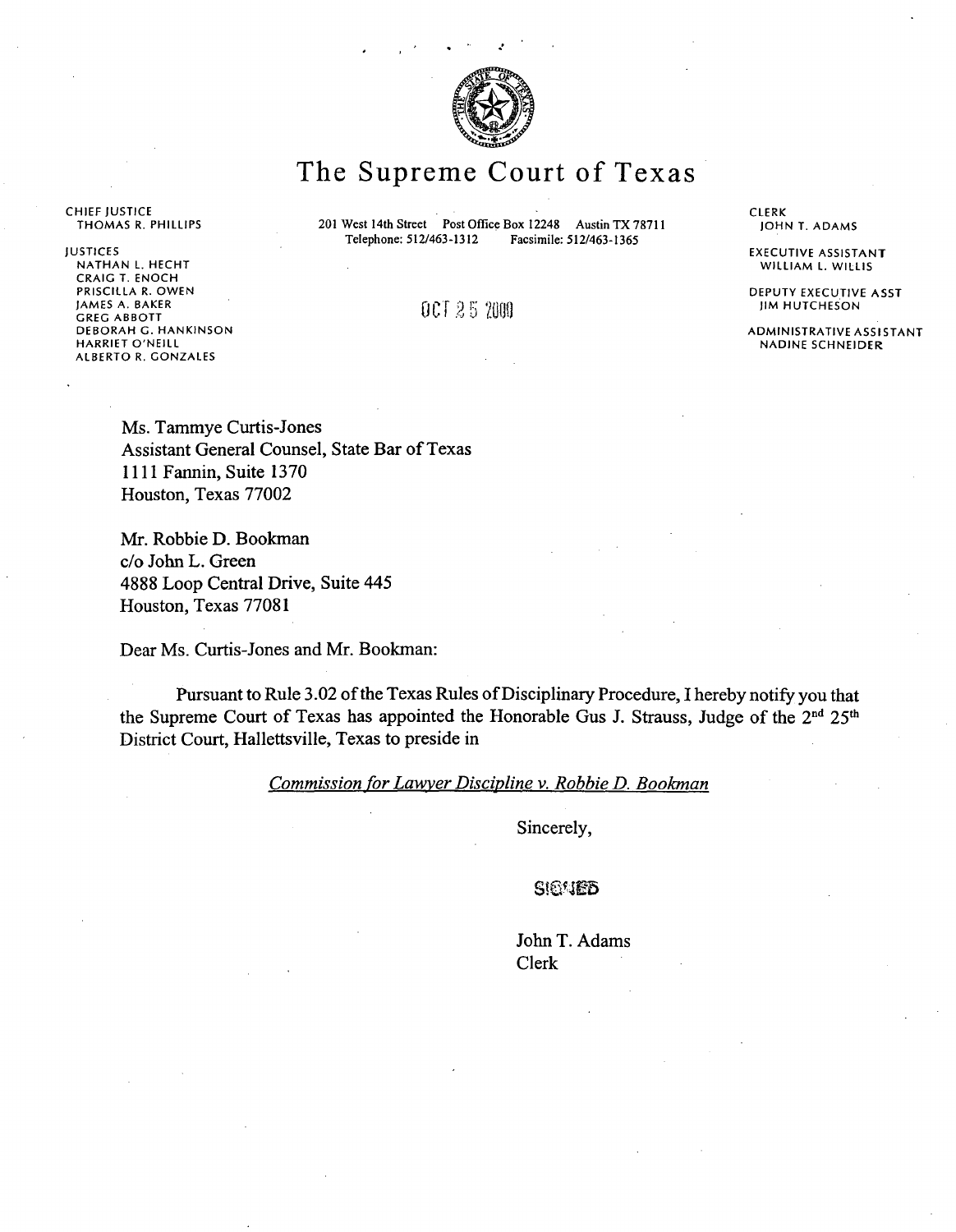# The Supreme Court of Texas

CHIEF JUSTICE
THOMAS R. PHILLIPS

JUSTICES
NATHAN L. HECHT
CRAIG T. ENOCH
PRISCILLA R. OWEN
JAMES A. BAKER
GREG ABBOTT
DEBORAH G. HANKINSON
HARRIET O'NEILL
ALBERTO R. GONZALES

201 West 14th Street Post Office Box 12248 Austin TX 78711
Telephone: 512/463-1312 Facsimile: 512/463-1365

CLERK
JOHN T. ADAMS

EXECUTIVE ASSISTANT
WILLIAM L. WILLIS

DEPUTY EXECUTIVE ASST
JIM HUTCHESON

ADMINISTRATIVE ASSISTANT
NADINE SCHNEIDER

OCT 25 2000

Ms. Tammye Curtis-Jones
Assistant General Counsel, State Bar of Texas
1111 Fannin, Suite 1370
Houston, Texas 77002

Mr. Robbie D. Bookman
c/o John L. Green
4888 Loop Central Drive, Suite 445
Houston, Texas 77081

Dear Ms. Curtis-Jones and Mr. Bookman:

Pursuant to Rule 3.02 of the Texas Rules of Disciplinary Procedure, I hereby notify you that the Supreme Court of Texas has appointed the Honorable Gus J. Strauss, Judge of the 2nd 25th District Court, Hallettsville, Texas to preside in

*Commission for Lawyer Discipline v. Robbie D. Bookman*

Sincerely,

SIGNED

John T. Adams
Clerk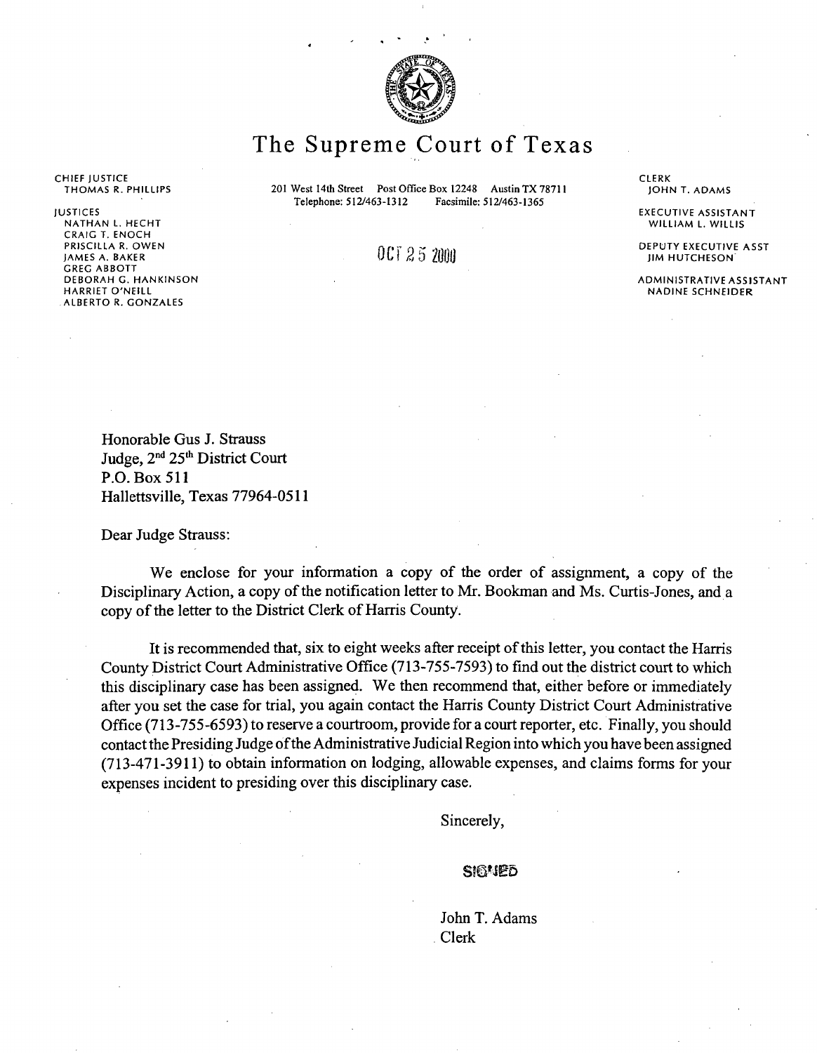# The Supreme Court of Texas

CHIEF JUSTICE
THOMAS R. PHILLIPS

JUSTICES
NATHAN L. HECHT
CRAIG T. ENOCH
PRISCILLA R. OWEN
JAMES A. BAKER
GREG ABBOTT
DEBORAH G. HANKINSON
HARRIET O'NEILL
ALBERTO R. GONZALES

201 West 14th Street Post Office Box 12248 Austin TX 78711
Telephone: 512/463-1312 Facsimile: 512/463-1365

CLERK
JOHN T. ADAMS

EXECUTIVE ASSISTANT
WILLIAM L. WILLIS

DEPUTY EXECUTIVE ASST
JIM HUTCHESON

ADMINISTRATIVE ASSISTANT
NADINE SCHNEIDER

OCT 25 2000

Honorable Gus J. Strauss
Judge, 2nd 25th District Court
P.O. Box 511
Hallettsville, Texas 77964-0511

Dear Judge Strauss:

We enclose for your information a copy of the order of assignment, a copy of the Disciplinary Action, a copy of the notification letter to Mr. Bookman and Ms. Curtis-Jones, and a copy of the letter to the District Clerk of Harris County.

It is recommended that, six to eight weeks after receipt of this letter, you contact the Harris County District Court Administrative Office (713-755-7593) to find out the district court to which this disciplinary case has been assigned. We then recommend that, either before or immediately after you set the case for trial, you again contact the Harris County District Court Administrative Office (713-755-6593) to reserve a courtroom, provide for a court reporter, etc. Finally, you should contact the Presiding Judge of the Administrative Judicial Region into which you have been assigned (713-471-3911) to obtain information on lodging, allowable expenses, and claims forms for your expenses incident to presiding over this disciplinary case.

Sincerely,

SIGNED

John T. Adams
Clerk